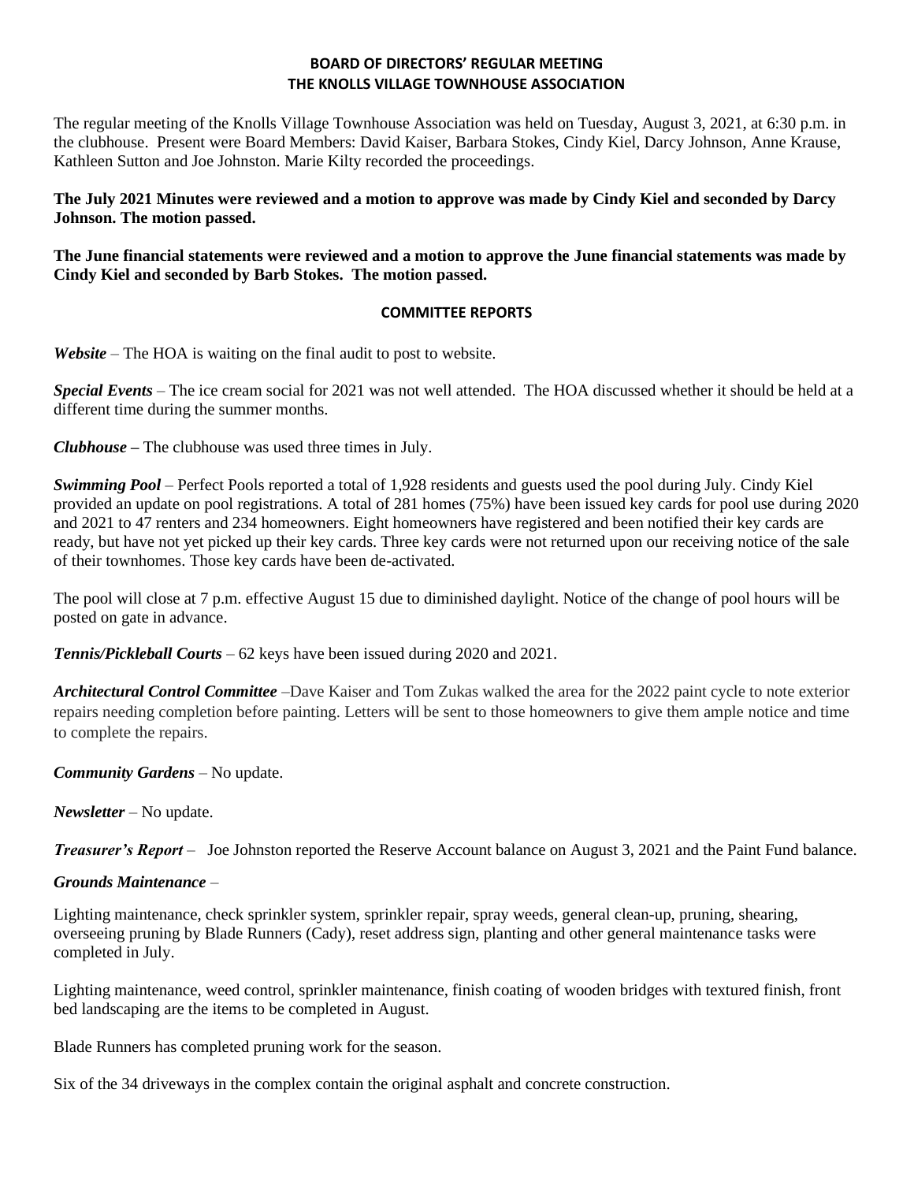# BOARD OF DIRECTORS' REGULAR MEETING
# THE KNOLLS VILLAGE TOWNHOUSE ASSOCIATION

The regular meeting of the Knolls Village Townhouse Association was held on Tuesday, August 3, 2021, at 6:30 p.m. in the clubhouse. Present were Board Members: David Kaiser, Barbara Stokes, Cindy Kiel, Darcy Johnson, Anne Krause, Kathleen Sutton and Joe Johnston. Marie Kilty recorded the proceedings.

**The July 2021 Minutes were reviewed and a motion to approve was made by Cindy Kiel and seconded by Darcy Johnson. The motion passed.**

**The June financial statements were reviewed and a motion to approve the June financial statements was made by Cindy Kiel and seconded by Barb Stokes. The motion passed.**

## COMMITTEE REPORTS

***Website*** – The HOA is waiting on the final audit to post to website.

***Special Events*** – The ice cream social for 2021 was not well attended. The HOA discussed whether it should be held at a different time during the summer months.

***Clubhouse*** – The clubhouse was used three times in July.

***Swimming Pool*** – Perfect Pools reported a total of 1,928 residents and guests used the pool during July. Cindy Kiel provided an update on pool registrations. A total of 281 homes (75%) have been issued key cards for pool use during 2020 and 2021 to 47 renters and 234 homeowners. Eight homeowners have registered and been notified their key cards are ready, but have not yet picked up their key cards. Three key cards were not returned upon our receiving notice of the sale of their townhomes. Those key cards have been de-activated.

The pool will close at 7 p.m. effective August 15 due to diminished daylight. Notice of the change of pool hours will be posted on gate in advance.

***Tennis/Pickleball Courts*** – 62 keys have been issued during 2020 and 2021.

***Architectural Control Committee*** –Dave Kaiser and Tom Zukas walked the area for the 2022 paint cycle to note exterior repairs needing completion before painting. Letters will be sent to those homeowners to give them ample notice and time to complete the repairs.

***Community Gardens*** – No update.

***Newsletter*** – No update.

***Treasurer's Report*** – Joe Johnston reported the Reserve Account balance on August 3, 2021 and the Paint Fund balance.

***Grounds Maintenance*** –

Lighting maintenance, check sprinkler system, sprinkler repair, spray weeds, general clean-up, pruning, shearing, overseeing pruning by Blade Runners (Cady), reset address sign, planting and other general maintenance tasks were completed in July.

Lighting maintenance, weed control, sprinkler maintenance, finish coating of wooden bridges with textured finish, front bed landscaping are the items to be completed in August.

Blade Runners has completed pruning work for the season.

Six of the 34 driveways in the complex contain the original asphalt and concrete construction.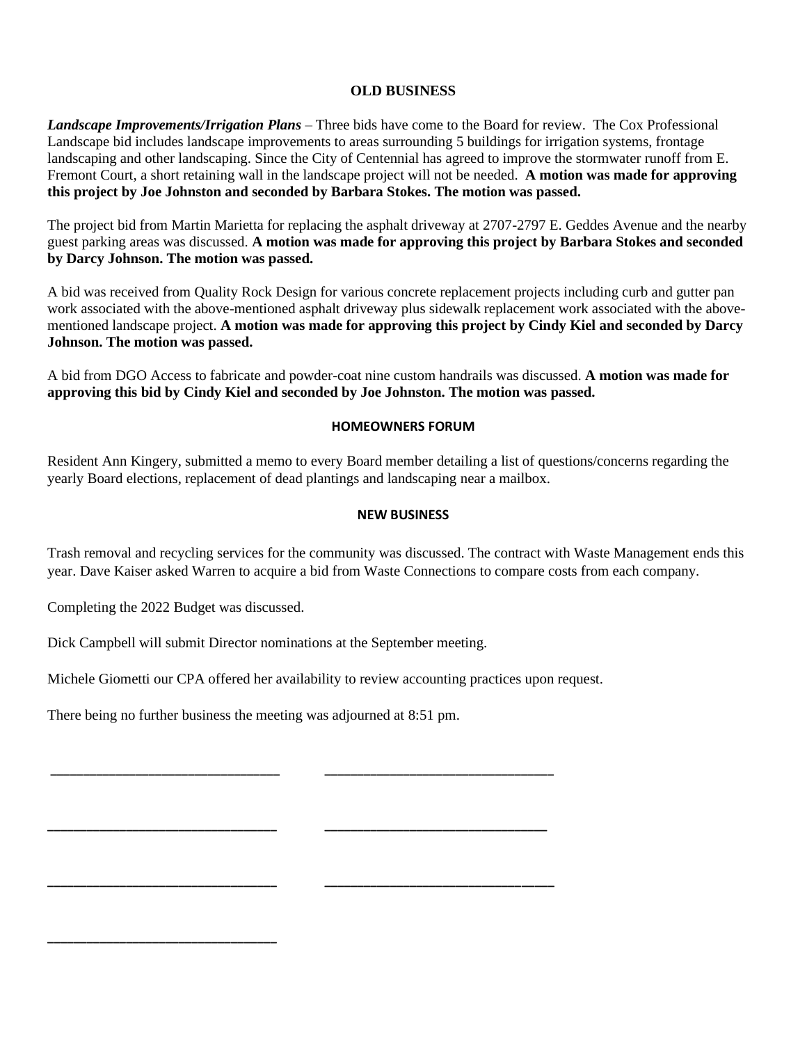## OLD BUSINESS

***Landscape Improvements/Irrigation Plans*** – Three bids have come to the Board for review. The Cox Professional Landscape bid includes landscape improvements to areas surrounding 5 buildings for irrigation systems, frontage landscaping and other landscaping. Since the City of Centennial has agreed to improve the stormwater runoff from E. Fremont Court, a short retaining wall in the landscape project will not be needed. **A motion was made for approving this project by Joe Johnston and seconded by Barbara Stokes. The motion was passed.**

The project bid from Martin Marietta for replacing the asphalt driveway at 2707-2797 E. Geddes Avenue and the nearby guest parking areas was discussed. **A motion was made for approving this project by Barbara Stokes and seconded by Darcy Johnson. The motion was passed.**

A bid was received from Quality Rock Design for various concrete replacement projects including curb and gutter pan work associated with the above-mentioned asphalt driveway plus sidewalk replacement work associated with the above-mentioned landscape project. **A motion was made for approving this project by Cindy Kiel and seconded by Darcy Johnson. The motion was passed.**

A bid from DGO Access to fabricate and powder-coat nine custom handrails was discussed. **A motion was made for approving this bid by Cindy Kiel and seconded by Joe Johnston. The motion was passed.**

## HOMEOWNERS FORUM

Resident Ann Kingery, submitted a memo to every Board member detailing a list of questions/concerns regarding the yearly Board elections, replacement of dead plantings and landscaping near a mailbox.

## NEW BUSINESS

Trash removal and recycling services for the community was discussed. The contract with Waste Management ends this year. Dave Kaiser asked Warren to acquire a bid from Waste Connections to compare costs from each company.

Completing the 2022 Budget was discussed.

Dick Campbell will submit Director nominations at the September meeting.

Michele Giometti our CPA offered her availability to review accounting practices upon request.

There being no further business the meeting was adjourned at 8:51 pm.

______________________________ ______________________________

______________________________ ______________________________

______________________________ ______________________________

______________________________